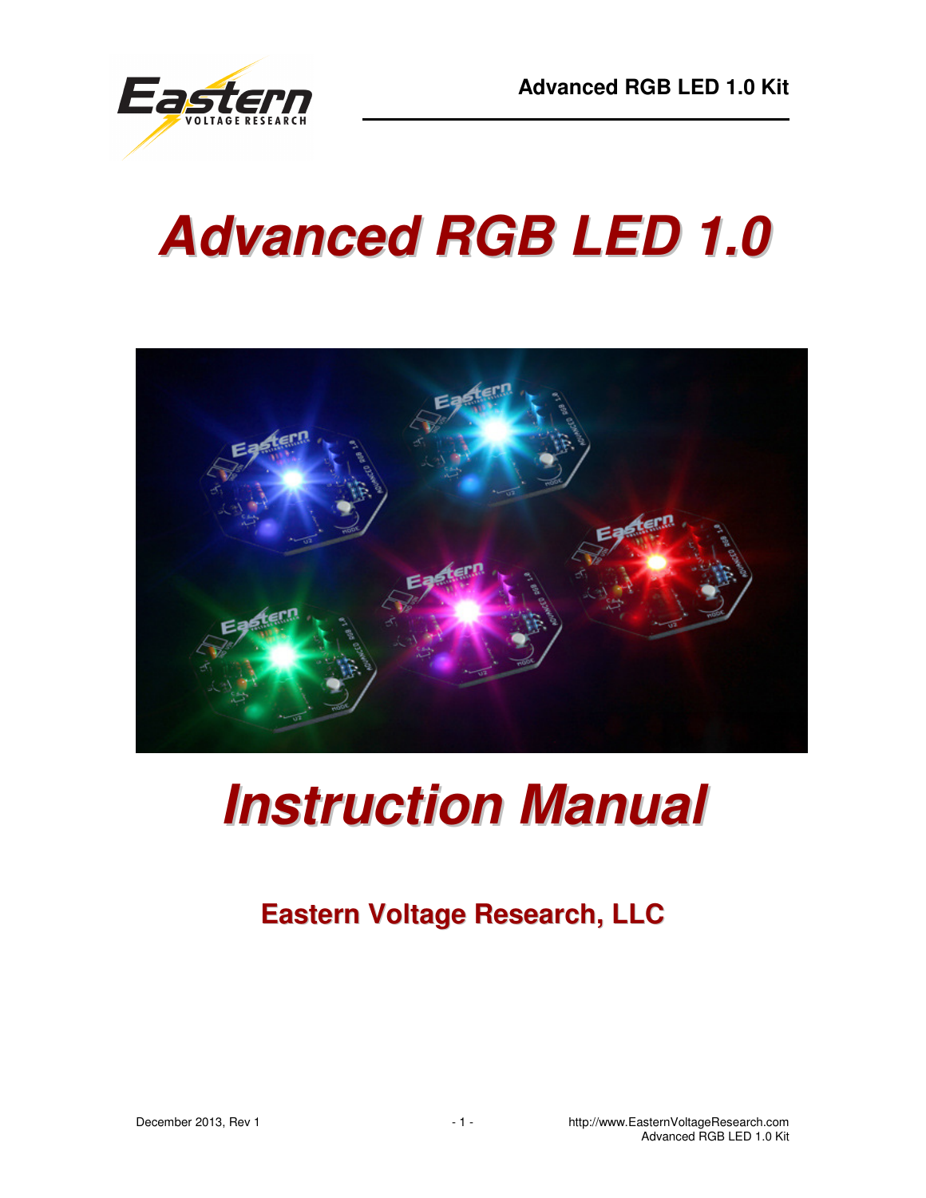# Advanced RGB LED 1.0

# Instruction Manual

## Eastern Voltage Research, LLC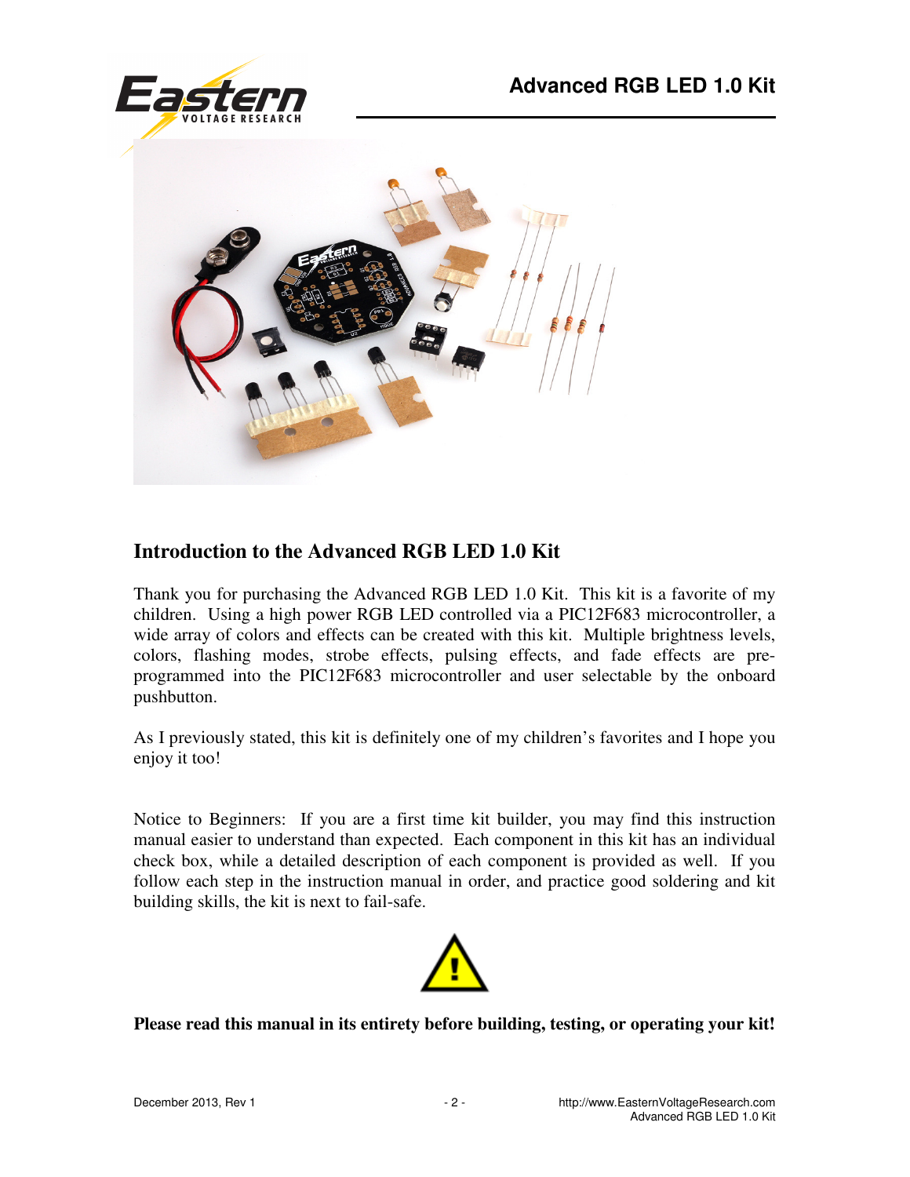## Introduction to the Advanced RGB LED 1.0 Kit

Thank you for purchasing the Advanced RGB LED 1.0 Kit. This kit is a favorite of my children. Using a high power RGB LED controlled via a PIC12F683 microcontroller, a wide array of colors and effects can be created with this kit. Multiple brightness levels, colors, flashing modes, strobe effects, pulsing effects, and fade effects are pre-programmed into the PIC12F683 microcontroller and user selectable by the onboard pushbutton.

As I previously stated, this kit is definitely one of my children's favorites and I hope you enjoy it too!

Notice to Beginners: If you are a first time kit builder, you may find this instruction manual easier to understand than expected. Each component in this kit has an individual check box, while a detailed description of each component is provided as well. If you follow each step in the instruction manual in order, and practice good soldering and kit building skills, the kit is next to fail-safe.

**Please read this manual in its entirety before building, testing, or operating your kit!**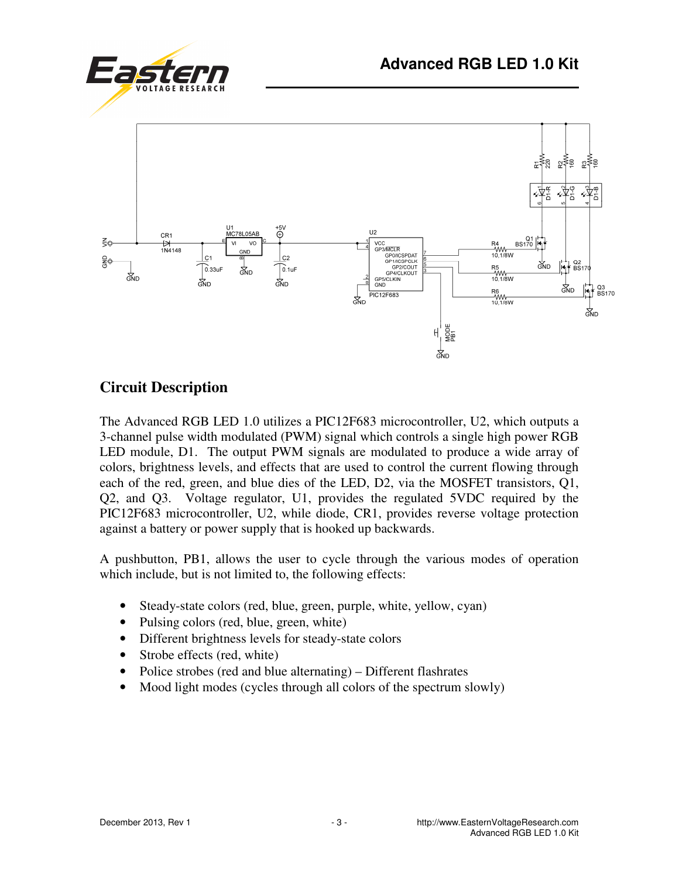## Circuit Description

The Advanced RGB LED 1.0 utilizes a PIC12F683 microcontroller, U2, which outputs a 3-channel pulse width modulated (PWM) signal which controls a single high power RGB LED module, D1. The output PWM signals are modulated to produce a wide array of colors, brightness levels, and effects that are used to control the current flowing through each of the red, green, and blue dies of the LED, D2, via the MOSFET transistors, Q1, Q2, and Q3. Voltage regulator, U1, provides the regulated 5VDC required by the PIC12F683 microcontroller, U2, while diode, CR1, provides reverse voltage protection against a battery or power supply that is hooked up backwards.

A pushbutton, PB1, allows the user to cycle through the various modes of operation which include, but is not limited to, the following effects:

- Steady-state colors (red, blue, green, purple, white, yellow, cyan)
- Pulsing colors (red, blue, green, white)
- Different brightness levels for steady-state colors
- Strobe effects (red, white)
- Police strobes (red and blue alternating) – Different flashrates
- Mood light modes (cycles through all colors of the spectrum slowly)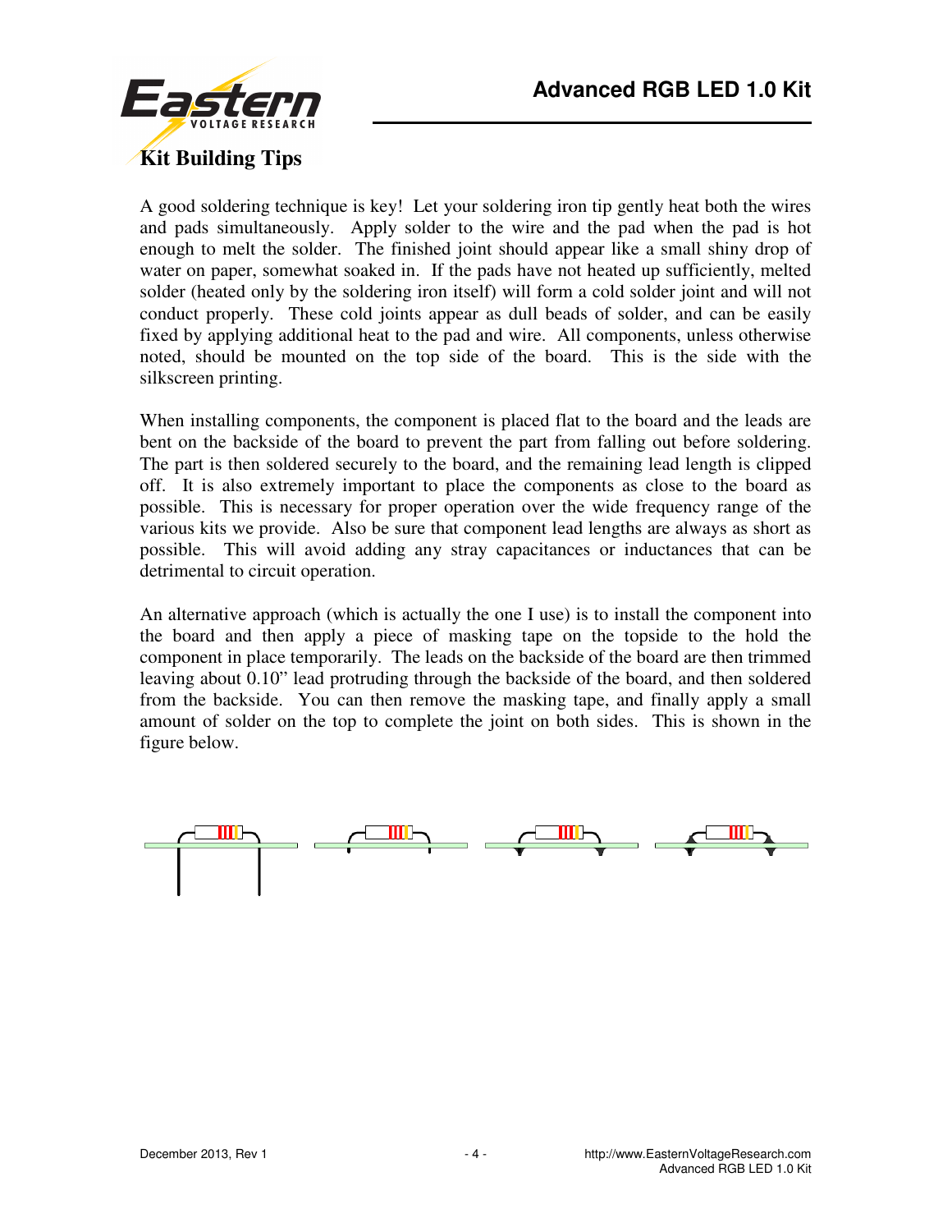# Kit Building Tips

A good soldering technique is key! Let your soldering iron tip gently heat both the wires and pads simultaneously. Apply solder to the wire and the pad when the pad is hot enough to melt the solder. The finished joint should appear like a small shiny drop of water on paper, somewhat soaked in. If the pads have not heated up sufficiently, melted solder (heated only by the soldering iron itself) will form a cold solder joint and will not conduct properly. These cold joints appear as dull beads of solder, and can be easily fixed by applying additional heat to the pad and wire. All components, unless otherwise noted, should be mounted on the top side of the board. This is the side with the silkscreen printing.

When installing components, the component is placed flat to the board and the leads are bent on the backside of the board to prevent the part from falling out before soldering. The part is then soldered securely to the board, and the remaining lead length is clipped off. It is also extremely important to place the components as close to the board as possible. This is necessary for proper operation over the wide frequency range of the various kits we provide. Also be sure that component lead lengths are always as short as possible. This will avoid adding any stray capacitances or inductances that can be detrimental to circuit operation.

An alternative approach (which is actually the one I use) is to install the component into the board and then apply a piece of masking tape on the topside to the hold the component in place temporarily. The leads on the backside of the board are then trimmed leaving about 0.10” lead protruding through the backside of the board, and then soldered from the backside. You can then remove the masking tape, and finally apply a small amount of solder on the top to complete the joint on both sides. This is shown in the figure below.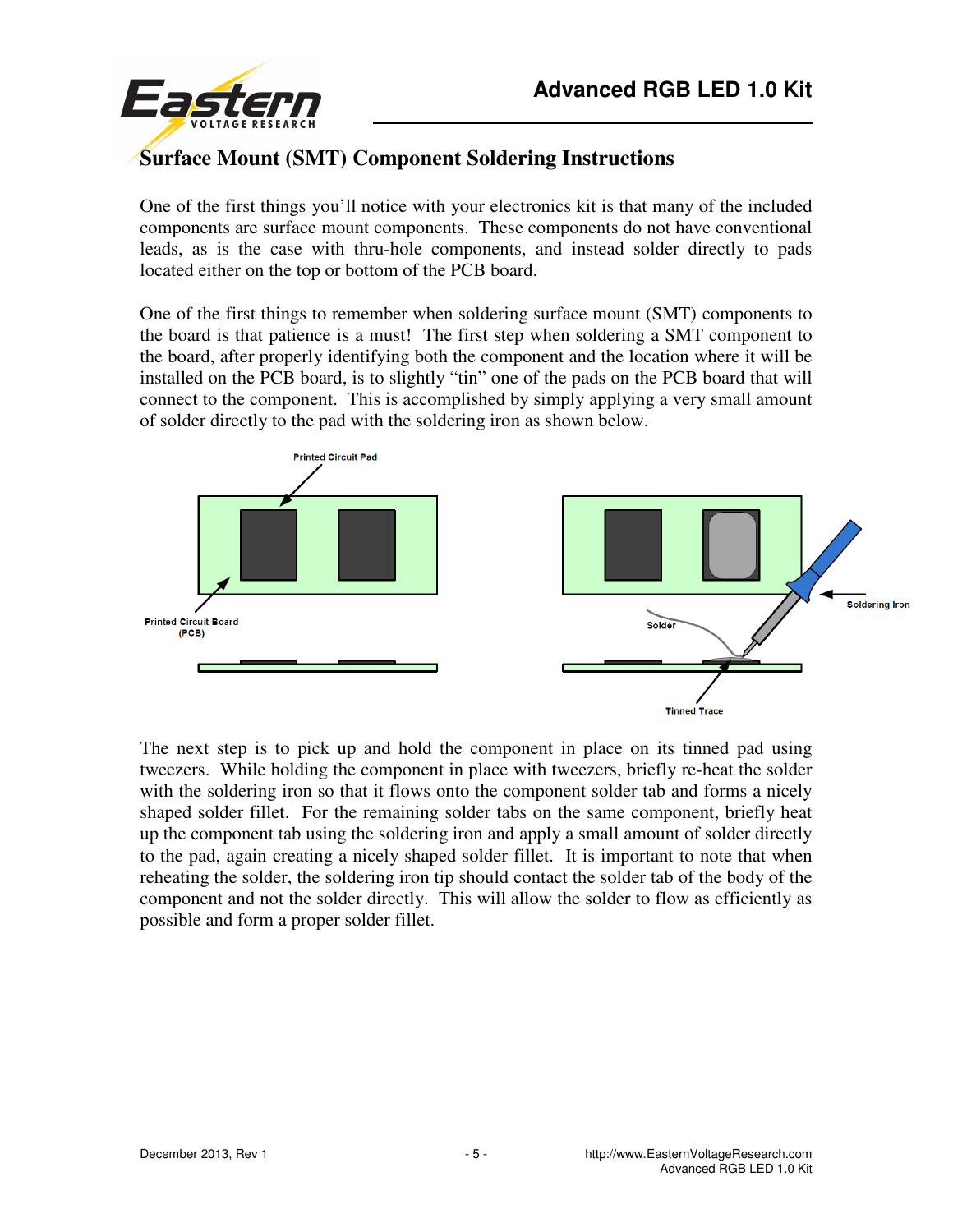# Surface Mount (SMT) Component Soldering Instructions

One of the first things you'll notice with your electronics kit is that many of the included components are surface mount components. These components do not have conventional leads, as is the case with thru-hole components, and instead solder directly to pads located either on the top or bottom of the PCB board.

One of the first things to remember when soldering surface mount (SMT) components to the board is that patience is a must! The first step when soldering a SMT component to the board, after properly identifying both the component and the location where it will be installed on the PCB board, is to slightly "tin" one of the pads on the PCB board that will connect to the component. This is accomplished by simply applying a very small amount of solder directly to the pad with the soldering iron as shown below.

The next step is to pick up and hold the component in place on its tinned pad using tweezers. While holding the component in place with tweezers, briefly re-heat the solder with the soldering iron so that it flows onto the component solder tab and forms a nicely shaped solder fillet. For the remaining solder tabs on the same component, briefly heat up the component tab using the soldering iron and apply a small amount of solder directly to the pad, again creating a nicely shaped solder fillet. It is important to note that when reheating the solder, the soldering iron tip should contact the solder tab of the body of the component and not the solder directly. This will allow the solder to flow as efficiently as possible and form a proper solder fillet.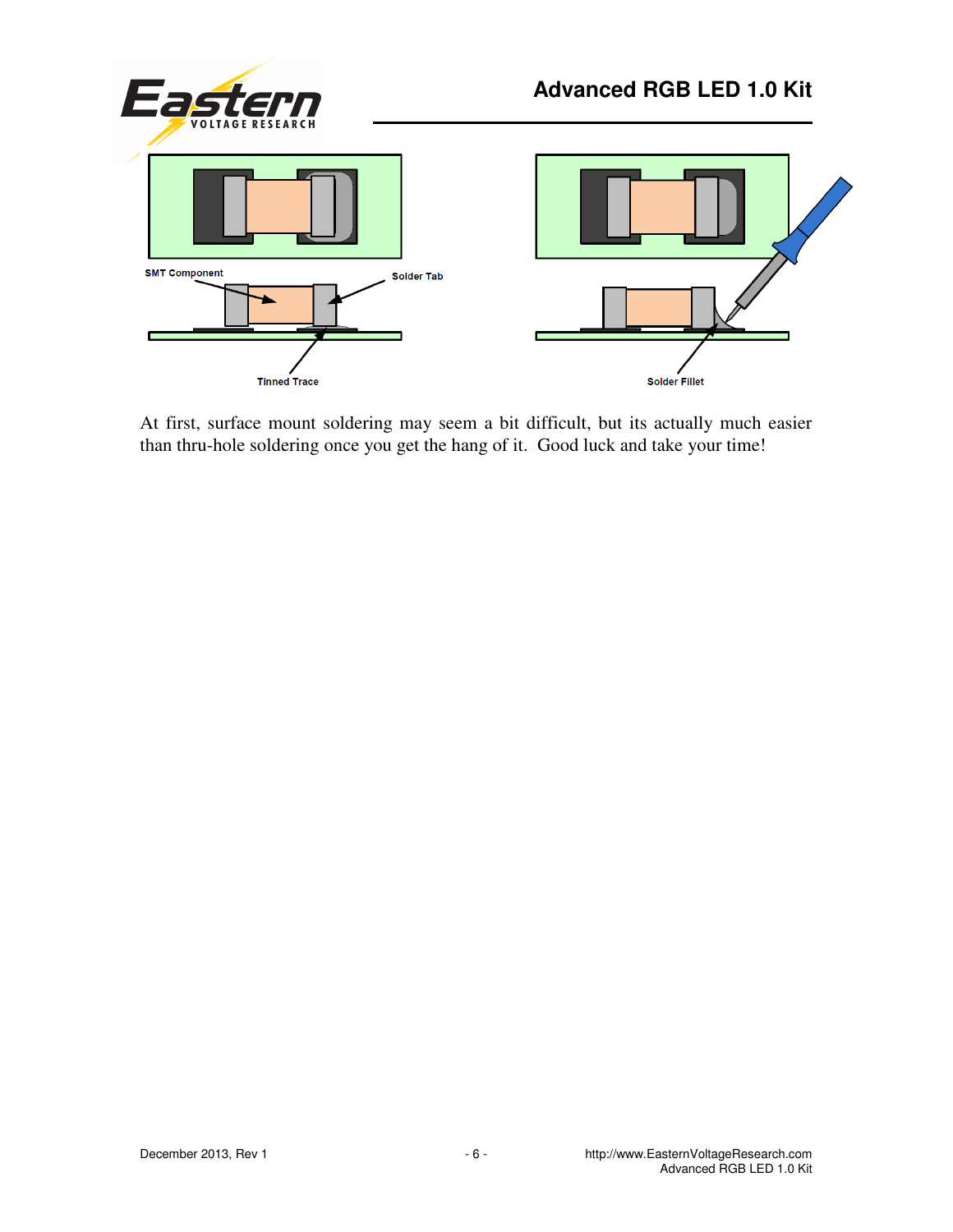SMT Component

Solder Tab

Tinned Trace

Solder Fillet

At first, surface mount soldering may seem a bit difficult, but its actually much easier than thru-hole soldering once you get the hang of it. Good luck and take your time!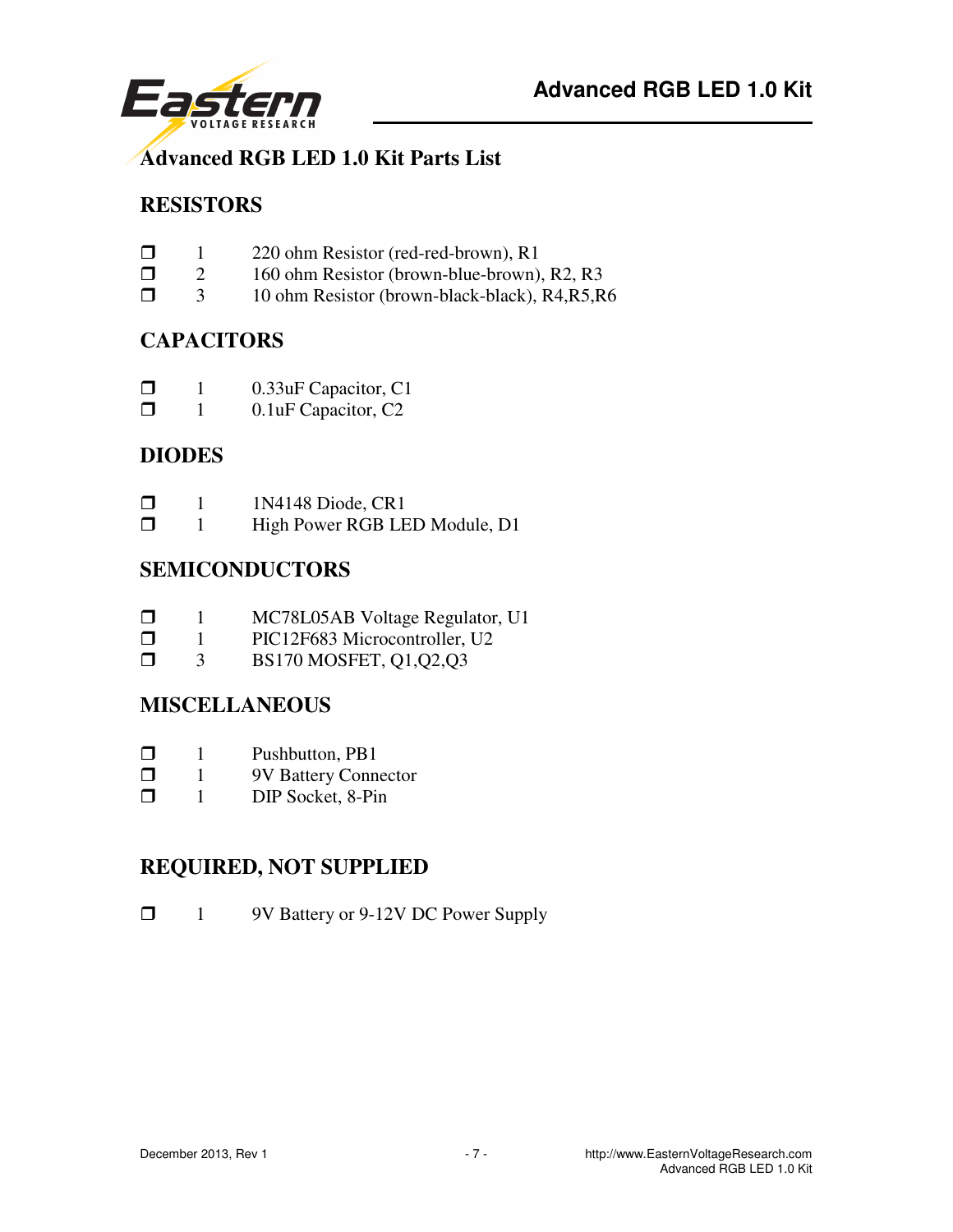# Advanced RGB LED 1.0 Kit Parts List

## RESISTORS

- ❒ 1 220 ohm Resistor (red-red-brown), R1
- ❒ 2 160 ohm Resistor (brown-blue-brown), R2, R3
- ❒ 3 10 ohm Resistor (brown-black-black), R4,R5,R6

## CAPACITORS

- ❒ 1 0.33uF Capacitor, C1
- ❒ 1 0.1uF Capacitor, C2

## DIODES

- ❒ 1 1N4148 Diode, CR1
- ❒ 1 High Power RGB LED Module, D1

## SEMICONDUCTORS

- ❒ 1 MC78L05AB Voltage Regulator, U1
- ❒ 1 PIC12F683 Microcontroller, U2
- ❒ 3 BS170 MOSFET, Q1,Q2,Q3

## MISCELLANEOUS

- ❒ 1 Pushbutton, PB1
- ❒ 1 9V Battery Connector
- ❒ 1 DIP Socket, 8-Pin

## REQUIRED, NOT SUPPLIED

- ❒ 1 9V Battery or 9-12V DC Power Supply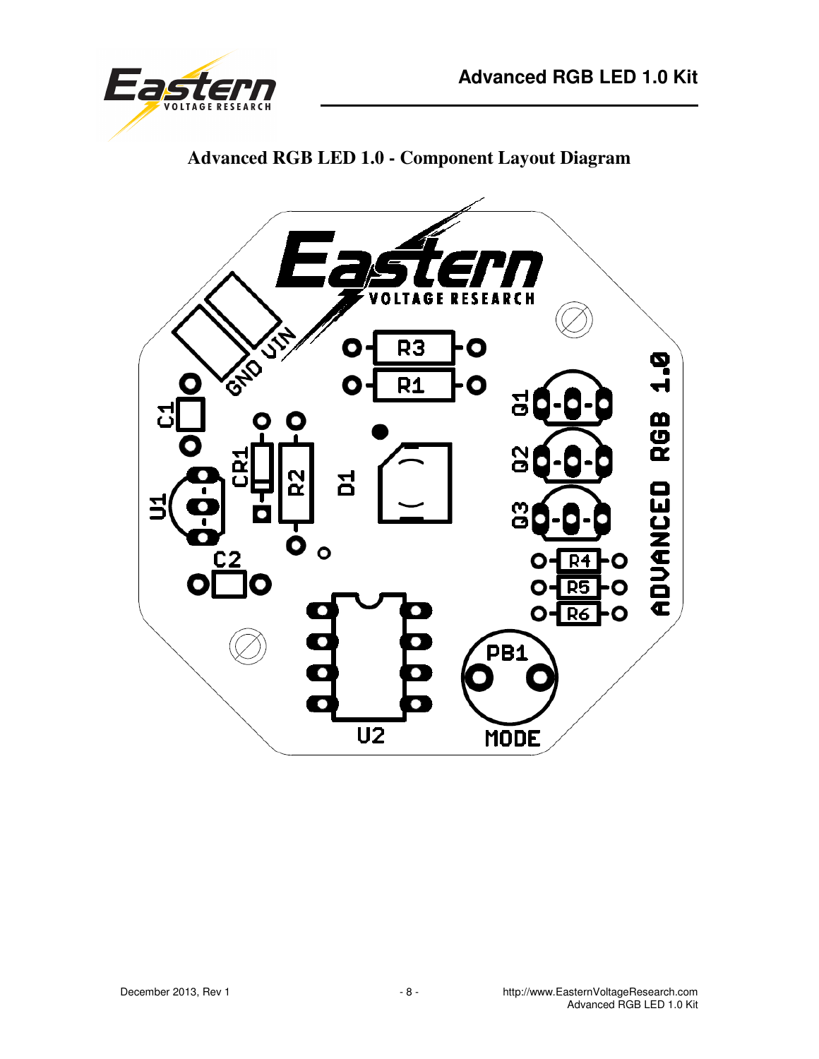## Advanced RGB LED 1.0 - Component Layout Diagram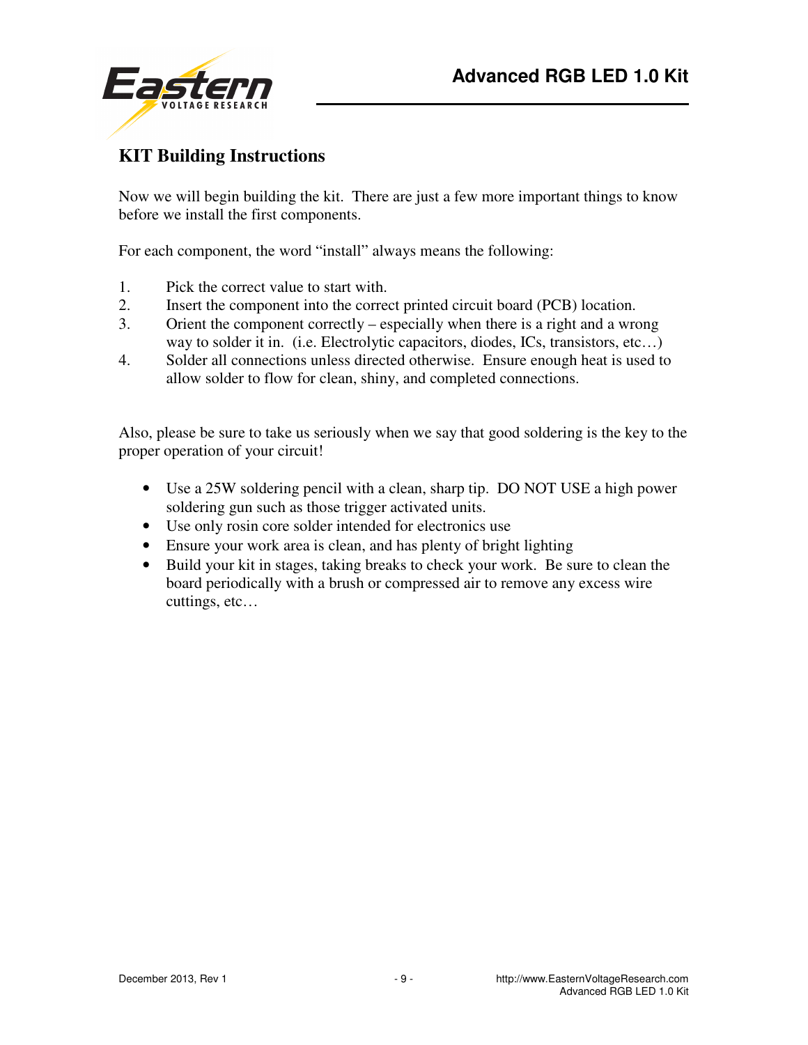## KIT Building Instructions

Now we will begin building the kit. There are just a few more important things to know before we install the first components.

For each component, the word "install" always means the following:

1. Pick the correct value to start with.
2. Insert the component into the correct printed circuit board (PCB) location.
3. Orient the component correctly – especially when there is a right and a wrong way to solder it in. (i.e. Electrolytic capacitors, diodes, ICs, transistors, etc…)
4. Solder all connections unless directed otherwise. Ensure enough heat is used to allow solder to flow for clean, shiny, and completed connections.

Also, please be sure to take us seriously when we say that good soldering is the key to the proper operation of your circuit!

- Use a 25W soldering pencil with a clean, sharp tip. DO NOT USE a high power soldering gun such as those trigger activated units.
- Use only rosin core solder intended for electronics use
- Ensure your work area is clean, and has plenty of bright lighting
- Build your kit in stages, taking breaks to check your work. Be sure to clean the board periodically with a brush or compressed air to remove any excess wire cuttings, etc…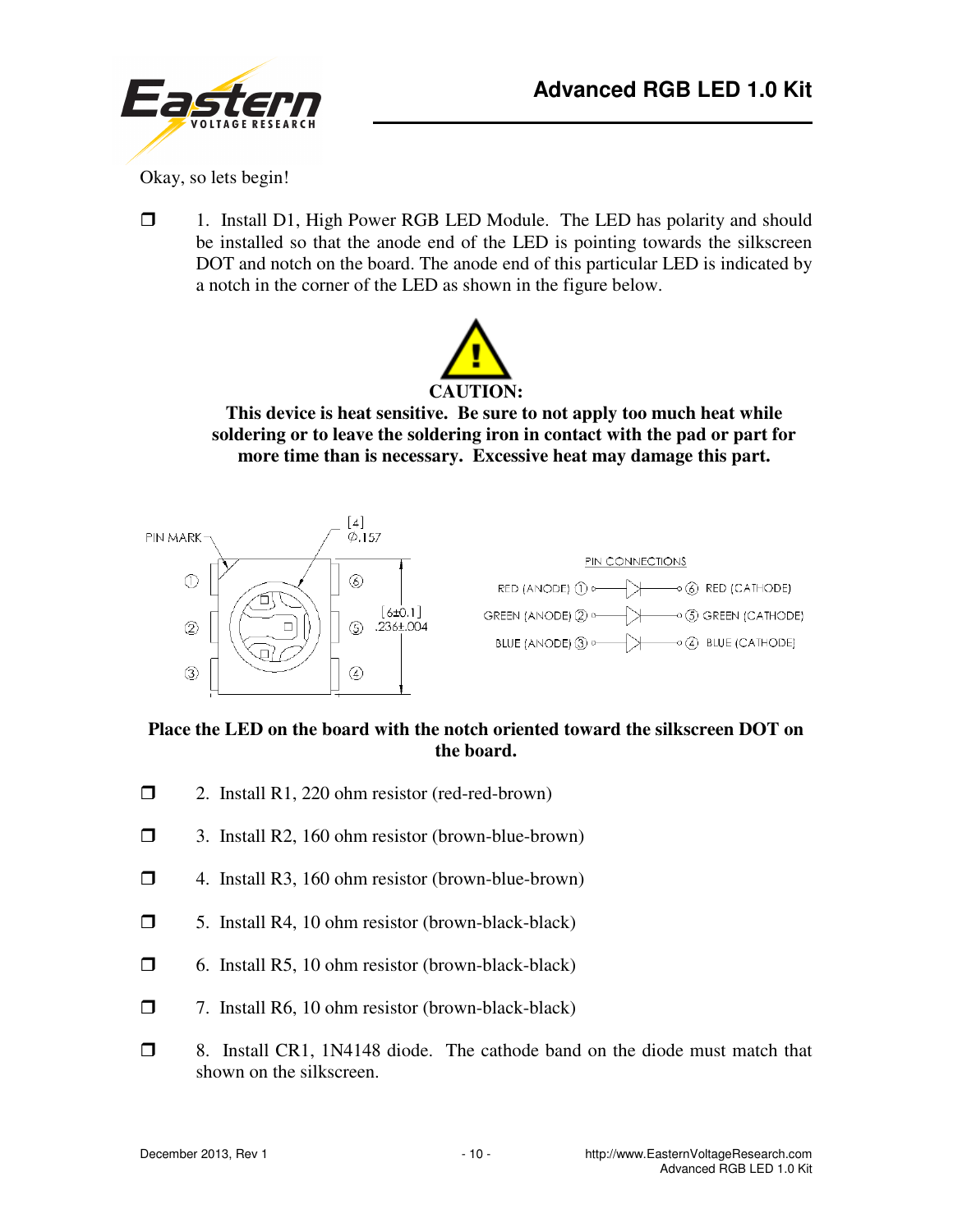Okay, so lets begin!

- [ ] 1. Install D1, High Power RGB LED Module. The LED has polarity and should be installed so that the anode end of the LED is pointing towards the silkscreen DOT and notch on the board. The anode end of this particular LED is indicated by a notch in the corner of the LED as shown in the figure below.

**CAUTION:**

**This device is heat sensitive. Be sure to not apply too much heat while soldering or to leave the soldering iron in contact with the pad or part for more time than is necessary. Excessive heat may damage this part.**

PIN MARK

[4]
Ø.157

[6±0.1]
.236±.004

PIN CONNECTIONS

| Anode | Cathode |
|---|---|
| RED (ANODE) ① | ⑥ RED (CATHODE) |
| GREEN (ANODE) ② | ⑤ GREEN (CATHODE) |
| BLUE (ANODE) ③ | ④ BLUE (CATHODE) |

**Place the LED on the board with the notch oriented toward the silkscreen DOT on the board.**

- [ ] 2. Install R1, 220 ohm resistor (red-red-brown)
- [ ] 3. Install R2, 160 ohm resistor (brown-blue-brown)
- [ ] 4. Install R3, 160 ohm resistor (brown-blue-brown)
- [ ] 5. Install R4, 10 ohm resistor (brown-black-black)
- [ ] 6. Install R5, 10 ohm resistor (brown-black-black)
- [ ] 7. Install R6, 10 ohm resistor (brown-black-black)
- [ ] 8. Install CR1, 1N4148 diode. The cathode band on the diode must match that shown on the silkscreen.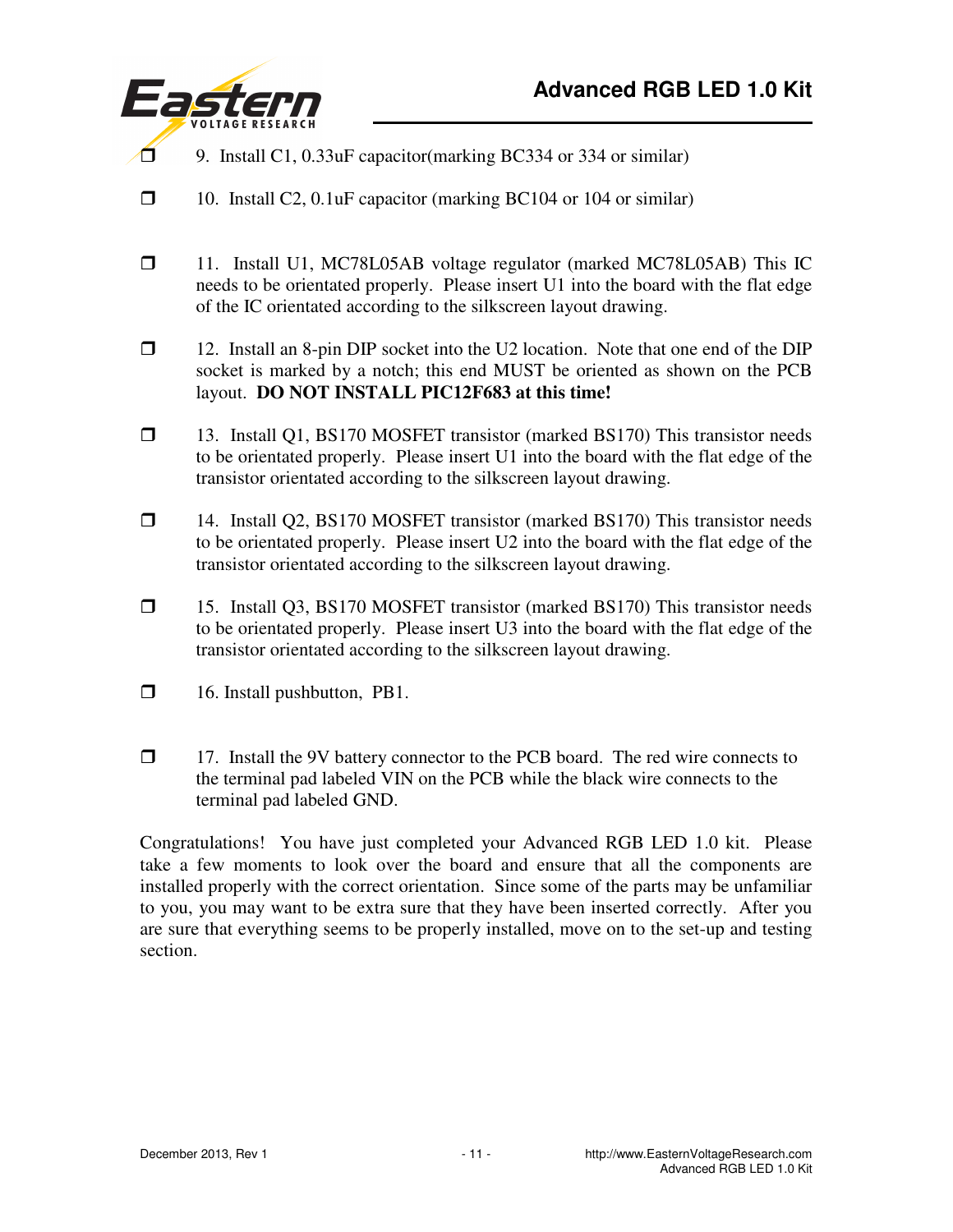- ❒ 9. Install C1, 0.33uF capacitor(marking BC334 or 334 or similar)

- ❒ 10. Install C2, 0.1uF capacitor (marking BC104 or 104 or similar)

- ❒ 11. Install U1, MC78L05AB voltage regulator (marked MC78L05AB) This IC needs to be orientated properly. Please insert U1 into the board with the flat edge of the IC orientated according to the silkscreen layout drawing.

- ❒ 12. Install an 8-pin DIP socket into the U2 location. Note that one end of the DIP socket is marked by a notch; this end MUST be oriented as shown on the PCB layout. **DO NOT INSTALL PIC12F683 at this time!**

- ❒ 13. Install Q1, BS170 MOSFET transistor (marked BS170) This transistor needs to be orientated properly. Please insert U1 into the board with the flat edge of the transistor orientated according to the silkscreen layout drawing.

- ❒ 14. Install Q2, BS170 MOSFET transistor (marked BS170) This transistor needs to be orientated properly. Please insert U2 into the board with the flat edge of the transistor orientated according to the silkscreen layout drawing.

- ❒ 15. Install Q3, BS170 MOSFET transistor (marked BS170) This transistor needs to be orientated properly. Please insert U3 into the board with the flat edge of the transistor orientated according to the silkscreen layout drawing.

- ❒ 16. Install pushbutton, PB1.

- ❒ 17. Install the 9V battery connector to the PCB board. The red wire connects to the terminal pad labeled VIN on the PCB while the black wire connects to the terminal pad labeled GND.

Congratulations! You have just completed your Advanced RGB LED 1.0 kit. Please take a few moments to look over the board and ensure that all the components are installed properly with the correct orientation. Since some of the parts may be unfamiliar to you, you may want to be extra sure that they have been inserted correctly. After you are sure that everything seems to be properly installed, move on to the set-up and testing section.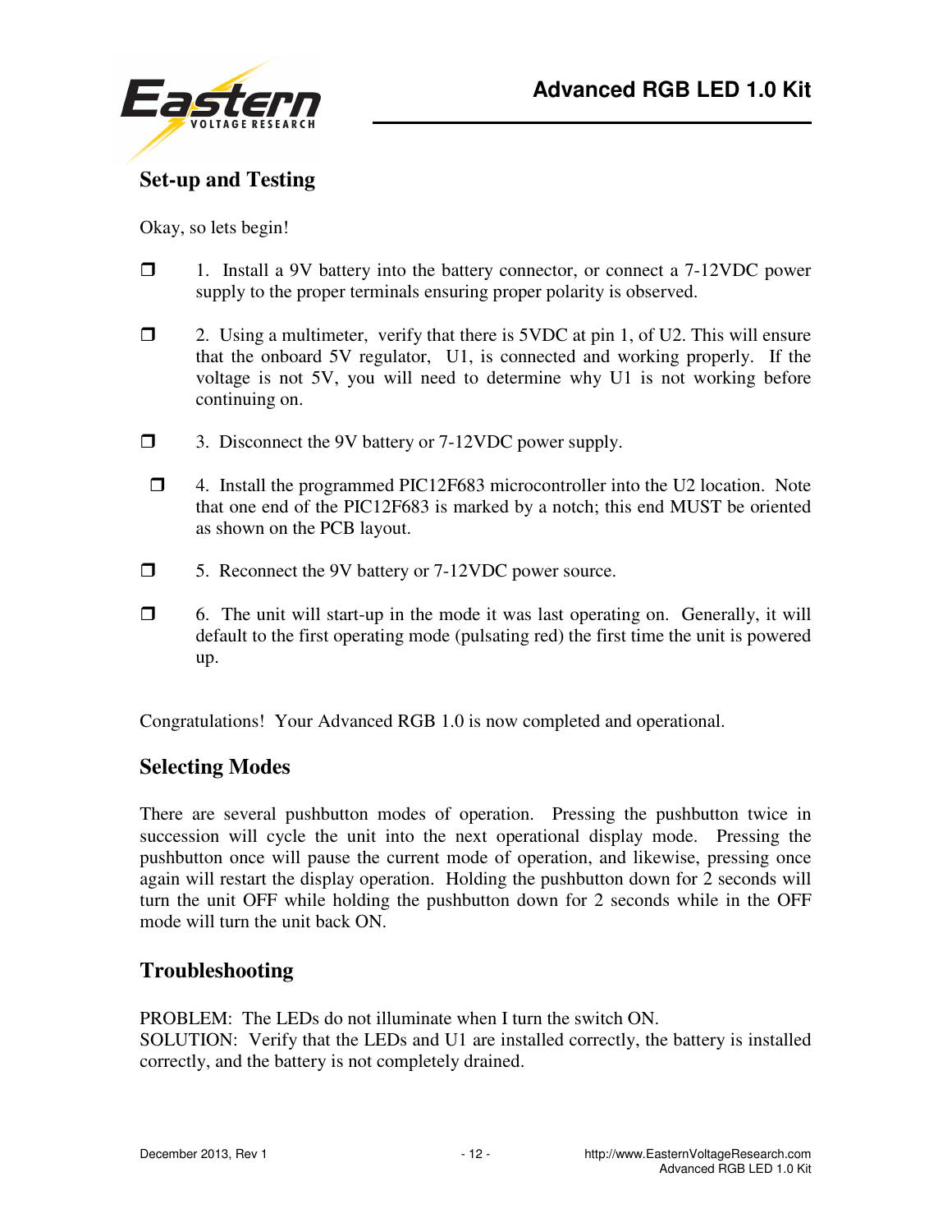## Set-up and Testing

Okay, so lets begin!

- ❒ 1. Install a 9V battery into the battery connector, or connect a 7-12VDC power supply to the proper terminals ensuring proper polarity is observed.

- ❒ 2. Using a multimeter, verify that there is 5VDC at pin 1, of U2. This will ensure that the onboard 5V regulator, U1, is connected and working properly. If the voltage is not 5V, you will need to determine why U1 is not working before continuing on.

- ❒ 3. Disconnect the 9V battery or 7-12VDC power supply.

- ❒ 4. Install the programmed PIC12F683 microcontroller into the U2 location. Note that one end of the PIC12F683 is marked by a notch; this end MUST be oriented as shown on the PCB layout.

- ❒ 5. Reconnect the 9V battery or 7-12VDC power source.

- ❒ 6. The unit will start-up in the mode it was last operating on. Generally, it will default to the first operating mode (pulsating red) the first time the unit is powered up.

Congratulations! Your Advanced RGB 1.0 is now completed and operational.

## Selecting Modes

There are several pushbutton modes of operation. Pressing the pushbutton twice in succession will cycle the unit into the next operational display mode. Pressing the pushbutton once will pause the current mode of operation, and likewise, pressing once again will restart the display operation. Holding the pushbutton down for 2 seconds will turn the unit OFF while holding the pushbutton down for 2 seconds while in the OFF mode will turn the unit back ON.

## Troubleshooting

PROBLEM: The LEDs do not illuminate when I turn the switch ON.
SOLUTION: Verify that the LEDs and U1 are installed correctly, the battery is installed correctly, and the battery is not completely drained.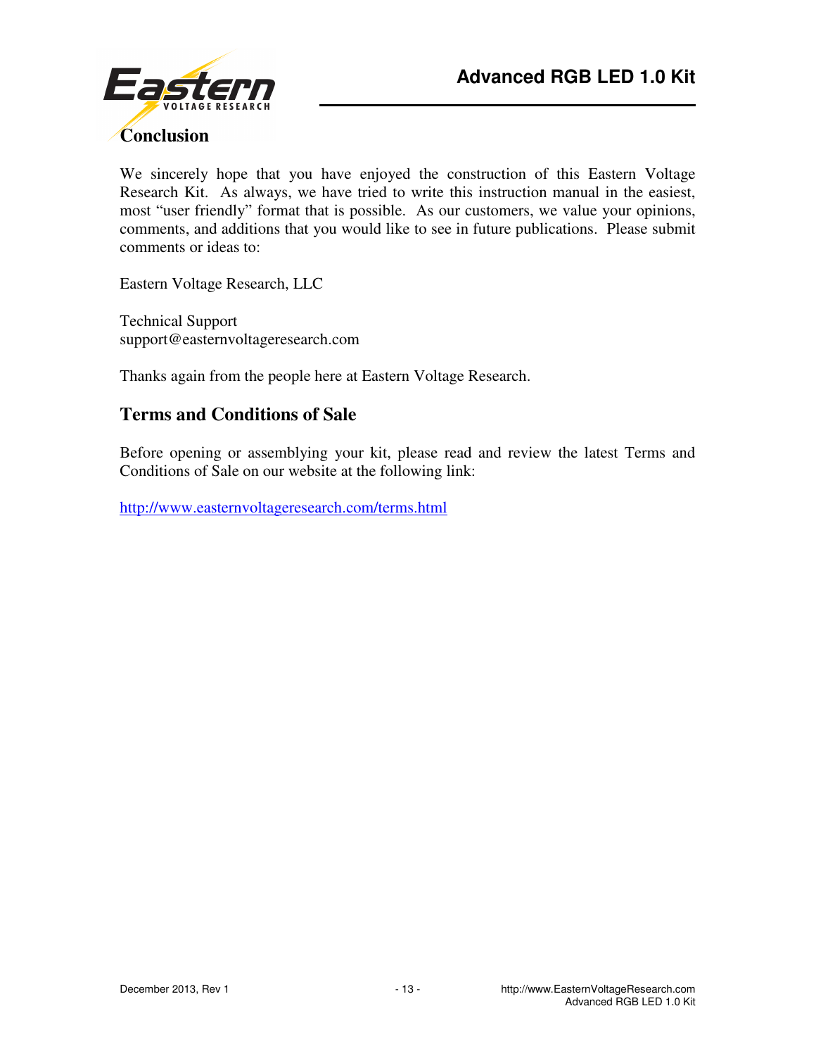## Conclusion

We sincerely hope that you have enjoyed the construction of this Eastern Voltage Research Kit. As always, we have tried to write this instruction manual in the easiest, most "user friendly" format that is possible. As our customers, we value your opinions, comments, and additions that you would like to see in future publications. Please submit comments or ideas to:

Eastern Voltage Research, LLC

Technical Support
support@easternvoltageresearch.com

Thanks again from the people here at Eastern Voltage Research.

## Terms and Conditions of Sale

Before opening or assemblying your kit, please read and review the latest Terms and Conditions of Sale on our website at the following link:

http://www.easternvoltageresearch.com/terms.html